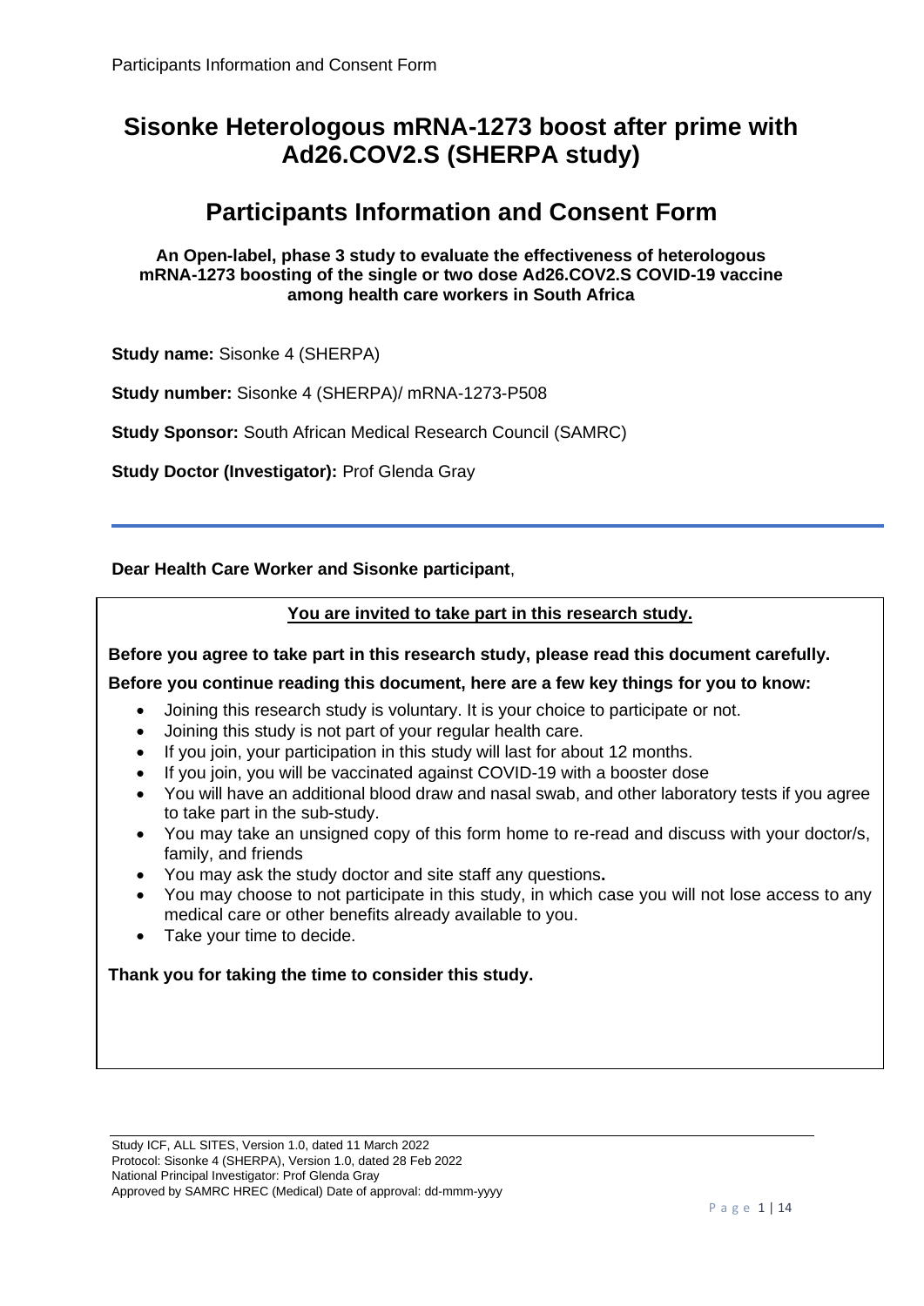# Sisonke Heterologous mRNA-1273 boost after prime with Ad26.COV2.S (SHERPA study)

# Participants Information and Consent Form

**An Open-label, phase 3 study to evaluate the effectiveness of heterologous mRNA-1273 boosting of the single or two dose Ad26.COV2.S COVID-19 vaccine among health care workers in South Africa**

**Study name:** Sisonke 4 (SHERPA)

**Study number:** Sisonke 4 (SHERPA)/ mRNA-1273-P508

**Study Sponsor:** South African Medical Research Council (SAMRC)

**Study Doctor (Investigator):** Prof Glenda Gray

---

**Dear Health Care Worker and Sisonke participant**,

**<u>You are invited to take part in this research study.</u>**

**Before you agree to take part in this research study, please read this document carefully.**

**Before you continue reading this document, here are a few key things for you to know:**

- Joining this research study is voluntary. It is your choice to participate or not.
- Joining this study is not part of your regular health care.
- If you join, your participation in this study will last for about 12 months.
- If you join, you will be vaccinated against COVID-19 with a booster dose
- You will have an additional blood draw and nasal swab, and other laboratory tests if you agree to take part in the sub-study.
- You may take an unsigned copy of this form home to re-read and discuss with your doctor/s, family, and friends
- You may ask the study doctor and site staff any questions**.**
- You may choose to not participate in this study, in which case you will not lose access to any medical care or other benefits already available to you.
- Take your time to decide.

**Thank you for taking the time to consider this study.**

Study ICF, ALL SITES, Version 1.0, dated 11 March 2022
Protocol: Sisonke 4 (SHERPA), Version 1.0, dated 28 Feb 2022
National Principal Investigator: Prof Glenda Gray
Approved by SAMRC HREC (Medical) Date of approval: dd-mmm-yyyy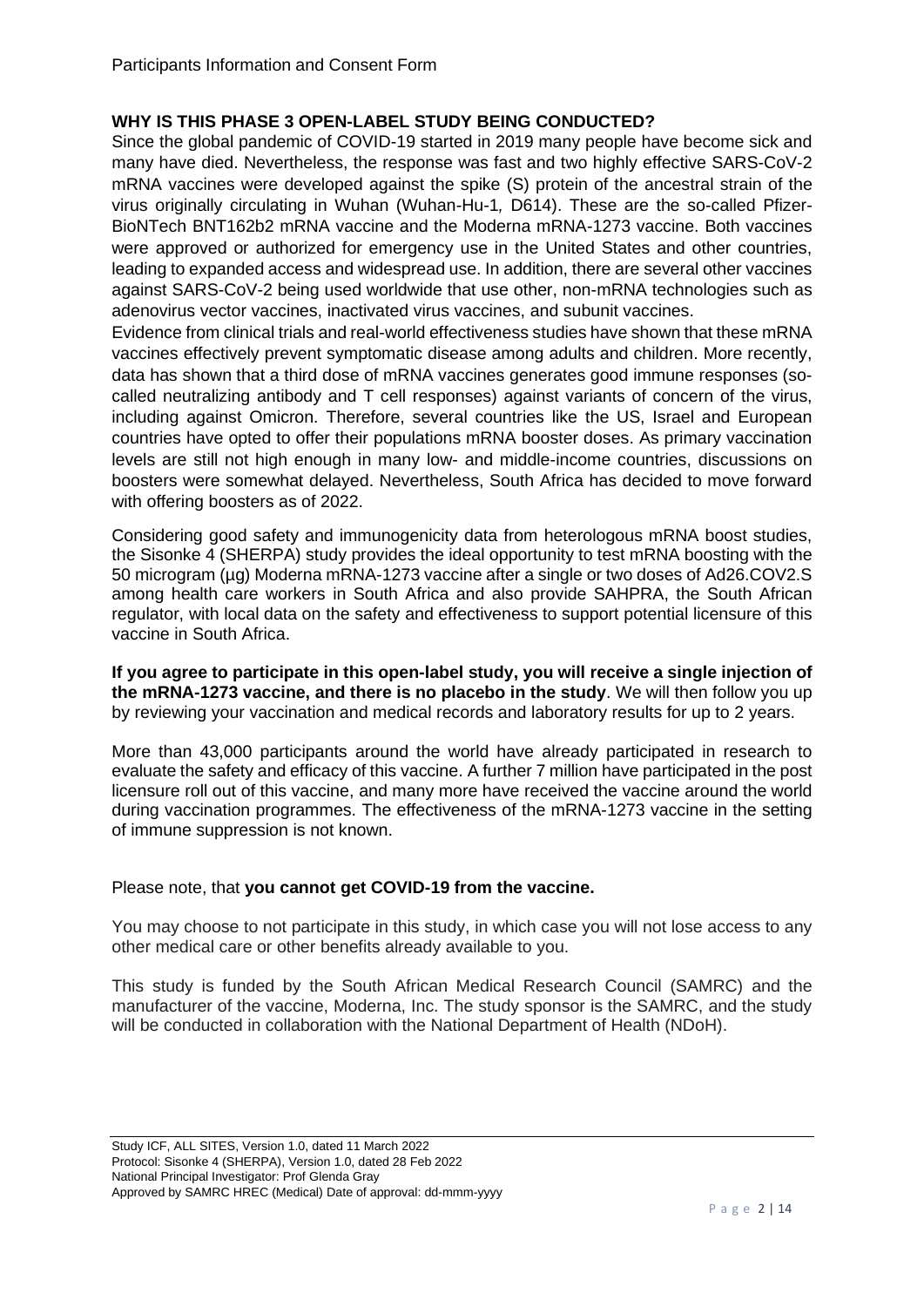## WHY IS THIS PHASE 3 OPEN-LABEL STUDY BEING CONDUCTED?

Since the global pandemic of COVID-19 started in 2019 many people have become sick and many have died. Nevertheless, the response was fast and two highly effective SARS-CoV-2 mRNA vaccines were developed against the spike (S) protein of the ancestral strain of the virus originally circulating in Wuhan (Wuhan-Hu-1*, D614*). These are the so-called Pfizer-BioNTech BNT162b2 mRNA vaccine and the Moderna mRNA-1273 vaccine. Both vaccines were approved or authorized for emergency use in the United States and other countries, leading to expanded access and widespread use. In addition, there are several other vaccines against SARS-CoV-2 being used worldwide that use other, non-mRNA technologies such as adenovirus vector vaccines, inactivated virus vaccines, and subunit vaccines.

Evidence from clinical trials and real-world effectiveness studies have shown that these mRNA vaccines effectively prevent symptomatic disease among adults and children. More recently, data has shown that a third dose of mRNA vaccines generates good immune responses (so-called neutralizing antibody and T cell responses) against variants of concern of the virus, including against Omicron. Therefore, several countries like the US, Israel and European countries have opted to offer their populations mRNA booster doses. As primary vaccination levels are still not high enough in many low- and middle-income countries, discussions on boosters were somewhat delayed. Nevertheless, South Africa has decided to move forward with offering boosters as of 2022.

Considering good safety and immunogenicity data from heterologous mRNA boost studies, the Sisonke 4 (SHERPA) study provides the ideal opportunity to test mRNA boosting with the 50 microgram (µg) Moderna mRNA-1273 vaccine after a single or two doses of Ad26.COV2.S among health care workers in South Africa and also provide SAHPRA, the South African regulator, with local data on the safety and effectiveness to support potential licensure of this vaccine in South Africa.

**If you agree to participate in this open-label study, you will receive a single injection of the mRNA-1273 vaccine, and there is no placebo in the study**. We will then follow you up by reviewing your vaccination and medical records and laboratory results for up to 2 years.

More than 43,000 participants around the world have already participated in research to evaluate the safety and efficacy of this vaccine. A further 7 million have participated in the post licensure roll out of this vaccine, and many more have received the vaccine around the world during vaccination programmes. The effectiveness of the mRNA-1273 vaccine in the setting of immune suppression is not known.

Please note, that **you cannot get COVID-19 from the vaccine.**

You may choose to not participate in this study, in which case you will not lose access to any other medical care or other benefits already available to you.

This study is funded by the South African Medical Research Council (SAMRC) and the manufacturer of the vaccine, Moderna, Inc. The study sponsor is the SAMRC, and the study will be conducted in collaboration with the National Department of Health (NDoH).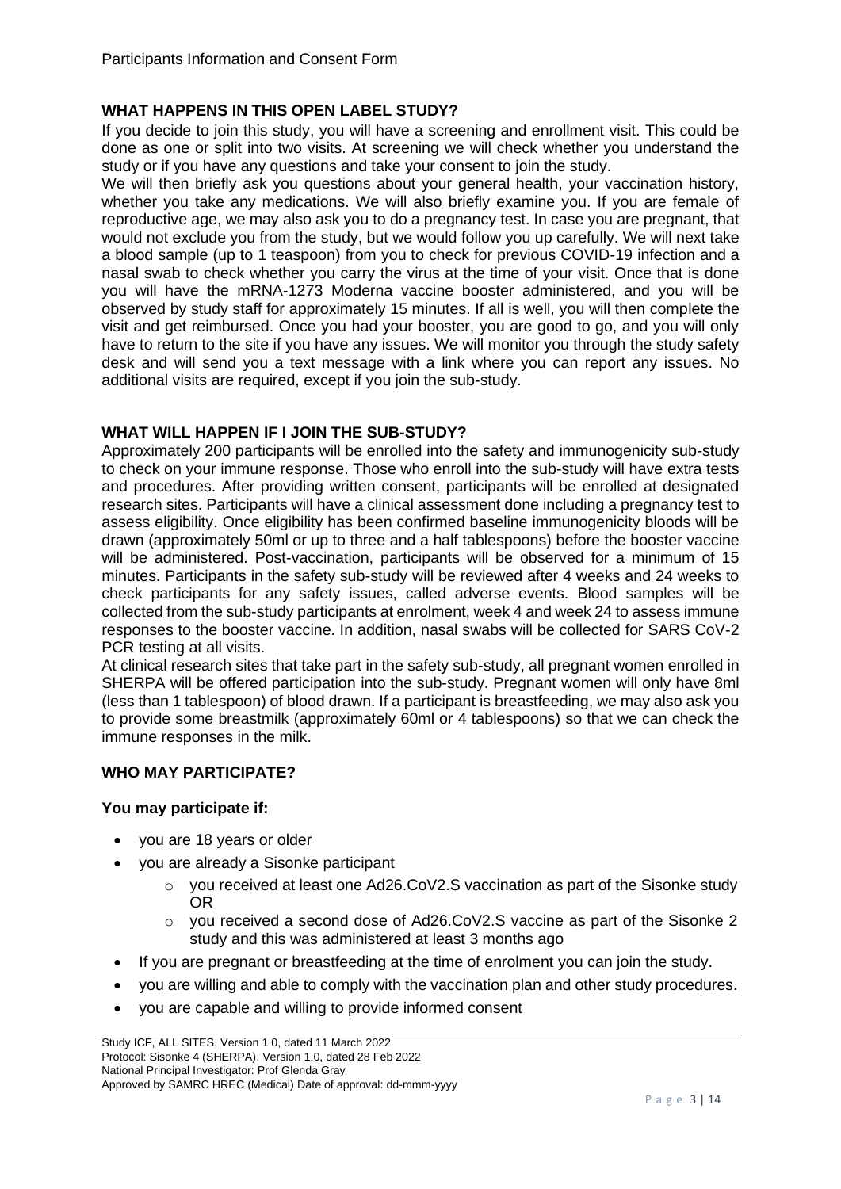## WHAT HAPPENS IN THIS OPEN LABEL STUDY?

If you decide to join this study, you will have a screening and enrollment visit. This could be done as one or split into two visits. At screening we will check whether you understand the study or if you have any questions and take your consent to join the study.

We will then briefly ask you questions about your general health, your vaccination history, whether you take any medications. We will also briefly examine you. If you are female of reproductive age, we may also ask you to do a pregnancy test. In case you are pregnant, that would not exclude you from the study, but we would follow you up carefully. We will next take a blood sample (up to 1 teaspoon) from you to check for previous COVID-19 infection and a nasal swab to check whether you carry the virus at the time of your visit. Once that is done you will have the mRNA-1273 Moderna vaccine booster administered, and you will be observed by study staff for approximately 15 minutes. If all is well, you will then complete the visit and get reimbursed. Once you had your booster, you are good to go, and you will only have to return to the site if you have any issues. We will monitor you through the study safety desk and will send you a text message with a link where you can report any issues. No additional visits are required, except if you join the sub-study.

## WHAT WILL HAPPEN IF I JOIN THE SUB-STUDY?

Approximately 200 participants will be enrolled into the safety and immunogenicity sub-study to check on your immune response. Those who enroll into the sub-study will have extra tests and procedures. After providing written consent, participants will be enrolled at designated research sites. Participants will have a clinical assessment done including a pregnancy test to assess eligibility. Once eligibility has been confirmed baseline immunogenicity bloods will be drawn (approximately 50ml or up to three and a half tablespoons) before the booster vaccine will be administered. Post-vaccination, participants will be observed for a minimum of 15 minutes. Participants in the safety sub-study will be reviewed after 4 weeks and 24 weeks to check participants for any safety issues, called adverse events. Blood samples will be collected from the sub-study participants at enrolment, week 4 and week 24 to assess immune responses to the booster vaccine. In addition, nasal swabs will be collected for SARS CoV-2 PCR testing at all visits.

At clinical research sites that take part in the safety sub-study, all pregnant women enrolled in SHERPA will be offered participation into the sub-study. Pregnant women will only have 8ml (less than 1 tablespoon) of blood drawn. If a participant is breastfeeding, we may also ask you to provide some breastmilk (approximately 60ml or 4 tablespoons) so that we can check the immune responses in the milk.

## WHO MAY PARTICIPATE?

### You may participate if:

- you are 18 years or older
- you are already a Sisonke participant
  - you received at least one Ad26.CoV2.S vaccination as part of the Sisonke study OR
  - you received a second dose of Ad26.CoV2.S vaccine as part of the Sisonke 2 study and this was administered at least 3 months ago
- If you are pregnant or breastfeeding at the time of enrolment you can join the study.
- you are willing and able to comply with the vaccination plan and other study procedures.
- you are capable and willing to provide informed consent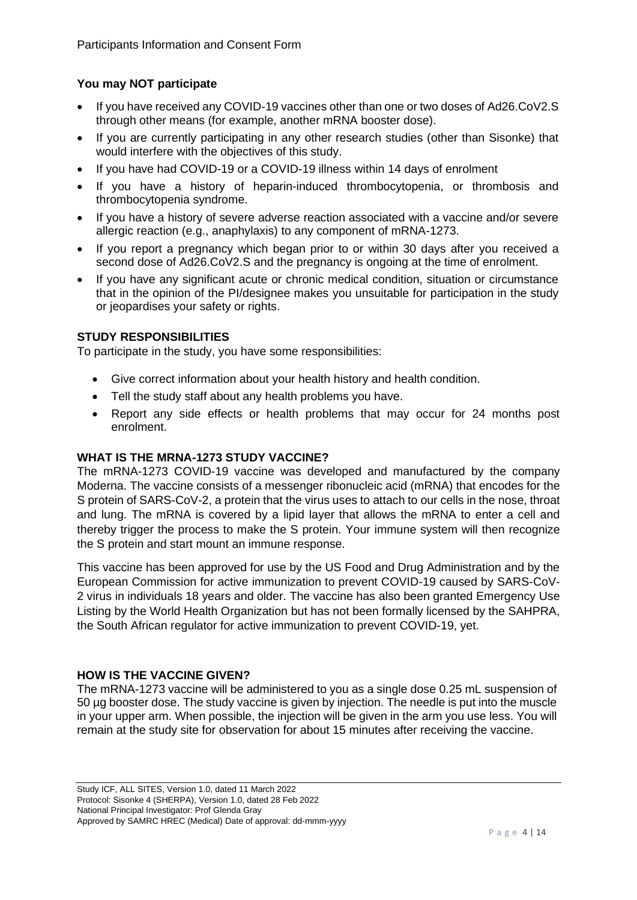### You may NOT participate

- If you have received any COVID-19 vaccines other than one or two doses of Ad26.CoV2.S through other means (for example, another mRNA booster dose).
- If you are currently participating in any other research studies (other than Sisonke) that would interfere with the objectives of this study.
- If you have had COVID-19 or a COVID-19 illness within 14 days of enrolment
- If you have a history of heparin-induced thrombocytopenia, or thrombosis and thrombocytopenia syndrome.
- If you have a history of severe adverse reaction associated with a vaccine and/or severe allergic reaction (e.g., anaphylaxis) to any component of mRNA-1273.
- If you report a pregnancy which began prior to or within 30 days after you received a second dose of Ad26.CoV2.S and the pregnancy is ongoing at the time of enrolment.
- If you have any significant acute or chronic medical condition, situation or circumstance that in the opinion of the PI/designee makes you unsuitable for participation in the study or jeopardises your safety or rights.

## STUDY RESPONSIBILITIES

To participate in the study, you have some responsibilities:

- Give correct information about your health history and health condition.
- Tell the study staff about any health problems you have.
- Report any side effects or health problems that may occur for 24 months post enrolment.

## WHAT IS THE MRNA-1273 STUDY VACCINE?

The mRNA-1273 COVID-19 vaccine was developed and manufactured by the company Moderna. The vaccine consists of a messenger ribonucleic acid (mRNA) that encodes for the S protein of SARS-CoV-2, a protein that the virus uses to attach to our cells in the nose, throat and lung. The mRNA is covered by a lipid layer that allows the mRNA to enter a cell and thereby trigger the process to make the S protein. Your immune system will then recognize the S protein and start mount an immune response.

This vaccine has been approved for use by the US Food and Drug Administration and by the European Commission for active immunization to prevent COVID-19 caused by SARS-CoV-2 virus in individuals 18 years and older. The vaccine has also been granted Emergency Use Listing by the World Health Organization but has not been formally licensed by the SAHPRA, the South African regulator for active immunization to prevent COVID-19, yet.

## HOW IS THE VACCINE GIVEN?

The mRNA-1273 vaccine will be administered to you as a single dose 0.25 mL suspension of 50 µg booster dose. The study vaccine is given by injection. The needle is put into the muscle in your upper arm. When possible, the injection will be given in the arm you use less. You will remain at the study site for observation for about 15 minutes after receiving the vaccine.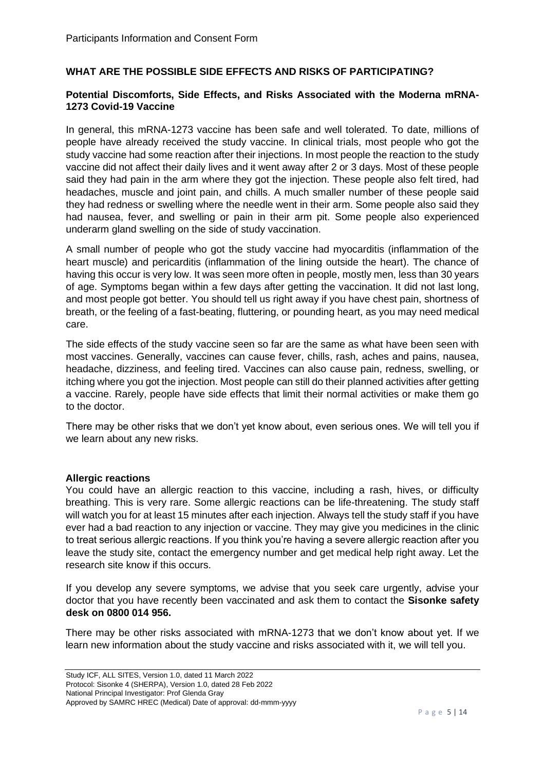## WHAT ARE THE POSSIBLE SIDE EFFECTS AND RISKS OF PARTICIPATING?

### Potential Discomforts, Side Effects, and Risks Associated with the Moderna mRNA-1273 Covid-19 Vaccine

In general, this mRNA-1273 vaccine has been safe and well tolerated. To date, millions of people have already received the study vaccine. In clinical trials, most people who got the study vaccine had some reaction after their injections. In most people the reaction to the study vaccine did not affect their daily lives and it went away after 2 or 3 days. Most of these people said they had pain in the arm where they got the injection. These people also felt tired, had headaches, muscle and joint pain, and chills. A much smaller number of these people said they had redness or swelling where the needle went in their arm. Some people also said they had nausea, fever, and swelling or pain in their arm pit. Some people also experienced underarm gland swelling on the side of study vaccination.

A small number of people who got the study vaccine had myocarditis (inflammation of the heart muscle) and pericarditis (inflammation of the lining outside the heart). The chance of having this occur is very low. It was seen more often in people, mostly men, less than 30 years of age. Symptoms began within a few days after getting the vaccination. It did not last long, and most people got better. You should tell us right away if you have chest pain, shortness of breath, or the feeling of a fast-beating, fluttering, or pounding heart, as you may need medical care.

The side effects of the study vaccine seen so far are the same as what have been seen with most vaccines. Generally, vaccines can cause fever, chills, rash, aches and pains, nausea, headache, dizziness, and feeling tired. Vaccines can also cause pain, redness, swelling, or itching where you got the injection. Most people can still do their planned activities after getting a vaccine. Rarely, people have side effects that limit their normal activities or make them go to the doctor.

There may be other risks that we don't yet know about, even serious ones. We will tell you if we learn about any new risks.

### Allergic reactions

You could have an allergic reaction to this vaccine, including a rash, hives, or difficulty breathing. This is very rare. Some allergic reactions can be life-threatening. The study staff will watch you for at least 15 minutes after each injection. Always tell the study staff if you have ever had a bad reaction to any injection or vaccine. They may give you medicines in the clinic to treat serious allergic reactions. If you think you're having a severe allergic reaction after you leave the study site, contact the emergency number and get medical help right away. Let the research site know if this occurs.

If you develop any severe symptoms, we advise that you seek care urgently, advise your doctor that you have recently been vaccinated and ask them to contact the **Sisonke safety desk on 0800 014 956.**

There may be other risks associated with mRNA-1273 that we don't know about yet. If we learn new information about the study vaccine and risks associated with it, we will tell you.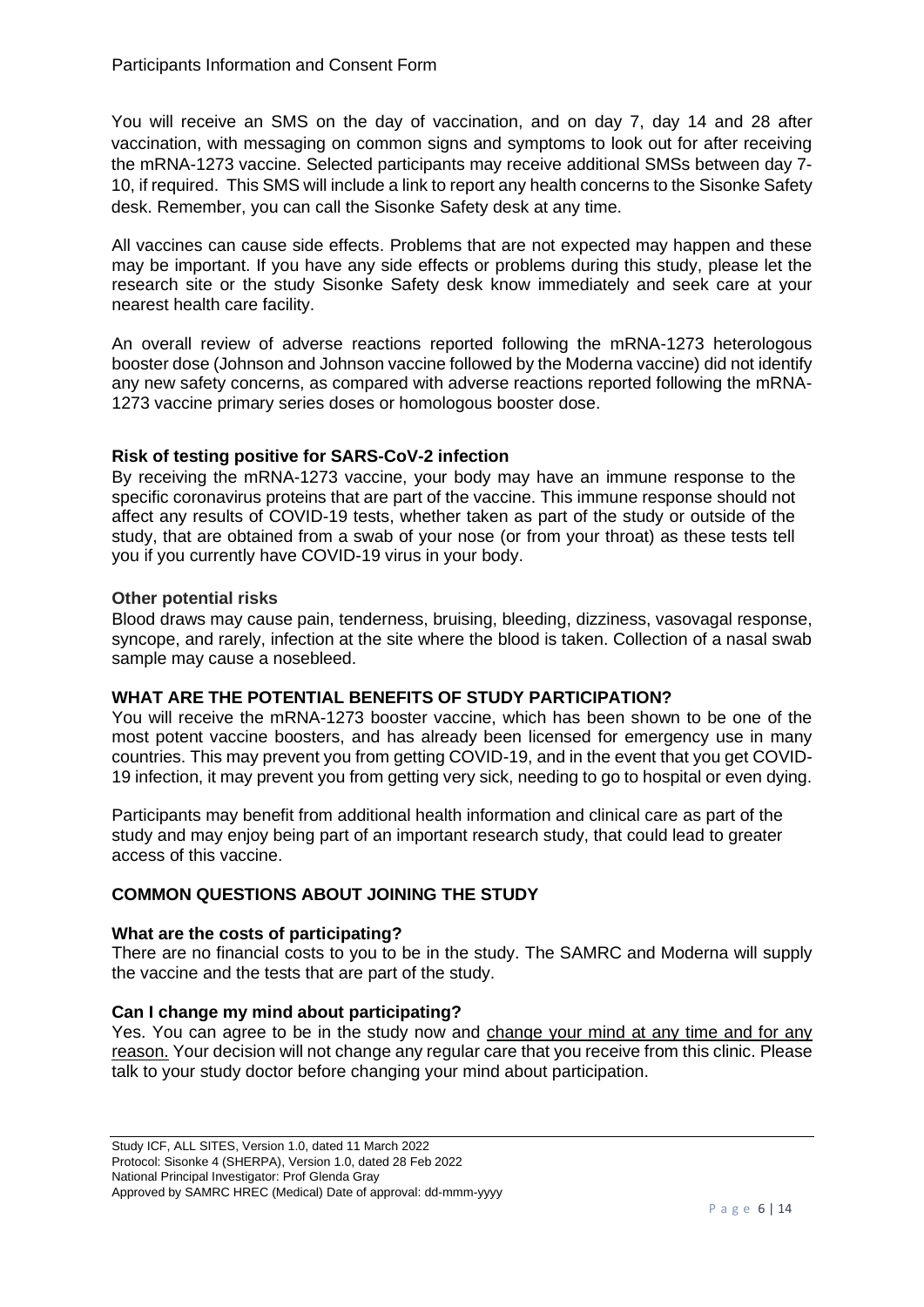You will receive an SMS on the day of vaccination, and on day 7, day 14 and 28 after vaccination, with messaging on common signs and symptoms to look out for after receiving the mRNA-1273 vaccine. Selected participants may receive additional SMSs between day 7-10, if required. This SMS will include a link to report any health concerns to the Sisonke Safety desk. Remember, you can call the Sisonke Safety desk at any time.

All vaccines can cause side effects. Problems that are not expected may happen and these may be important. If you have any side effects or problems during this study, please let the research site or the study Sisonke Safety desk know immediately and seek care at your nearest health care facility.

An overall review of adverse reactions reported following the mRNA-1273 heterologous booster dose (Johnson and Johnson vaccine followed by the Moderna vaccine) did not identify any new safety concerns, as compared with adverse reactions reported following the mRNA-1273 vaccine primary series doses or homologous booster dose.

**Risk of testing positive for SARS-CoV-2 infection**

By receiving the mRNA-1273 vaccine, your body may have an immune response to the specific coronavirus proteins that are part of the vaccine. This immune response should not affect any results of COVID-19 tests, whether taken as part of the study or outside of the study, that are obtained from a swab of your nose (or from your throat) as these tests tell you if you currently have COVID-19 virus in your body.

**Other potential risks**

Blood draws may cause pain, tenderness, bruising, bleeding, dizziness, vasovagal response, syncope, and rarely, infection at the site where the blood is taken. Collection of a nasal swab sample may cause a nosebleed.

## WHAT ARE THE POTENTIAL BENEFITS OF STUDY PARTICIPATION?

You will receive the mRNA-1273 booster vaccine, which has been shown to be one of the most potent vaccine boosters, and has already been licensed for emergency use in many countries. This may prevent you from getting COVID-19, and in the event that you get COVID-19 infection, it may prevent you from getting very sick, needing to go to hospital or even dying.

Participants may benefit from additional health information and clinical care as part of the study and may enjoy being part of an important research study, that could lead to greater access of this vaccine.

## COMMON QUESTIONS ABOUT JOINING THE STUDY

**What are the costs of participating?**

There are no financial costs to you to be in the study. The SAMRC and Moderna will supply the vaccine and the tests that are part of the study.

**Can I change my mind about participating?**

Yes. You can agree to be in the study now and change your mind at any time and for any reason. Your decision will not change any regular care that you receive from this clinic. Please talk to your study doctor before changing your mind about participation.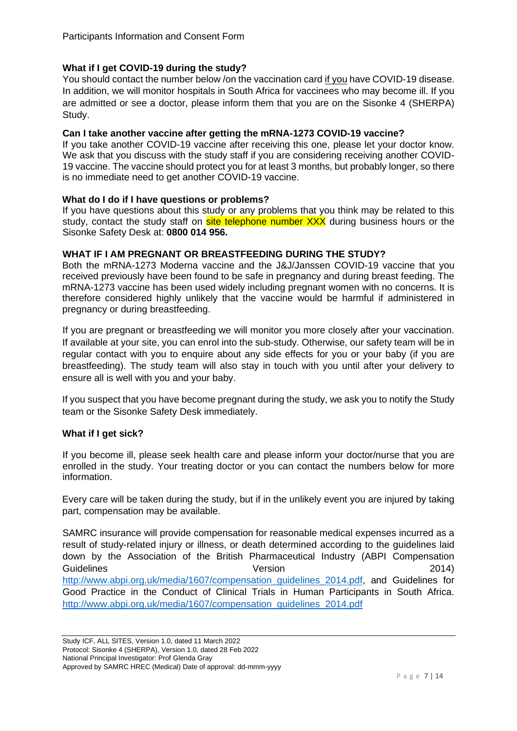### What if I get COVID-19 during the study?

You should contact the number below /on the vaccination card if you have COVID-19 disease. In addition, we will monitor hospitals in South Africa for vaccinees who may become ill. If you are admitted or see a doctor, please inform them that you are on the Sisonke 4 (SHERPA) Study.

### Can I take another vaccine after getting the mRNA-1273 COVID-19 vaccine?

If you take another COVID-19 vaccine after receiving this one, please let your doctor know. We ask that you discuss with the study staff if you are considering receiving another COVID-19 vaccine. The vaccine should protect you for at least 3 months, but probably longer, so there is no immediate need to get another COVID-19 vaccine.

### What do I do if I have questions or problems?

If you have questions about this study or any problems that you think may be related to this study, contact the study staff on site telephone number XXX during business hours or the Sisonke Safety Desk at: **0800 014 956.**

### WHAT IF I AM PREGNANT OR BREASTFEEDING DURING THE STUDY?

Both the mRNA-1273 Moderna vaccine and the J&J/Janssen COVID-19 vaccine that you received previously have been found to be safe in pregnancy and during breast feeding. The mRNA-1273 vaccine has been used widely including pregnant women with no concerns. It is therefore considered highly unlikely that the vaccine would be harmful if administered in pregnancy or during breastfeeding.

If you are pregnant or breastfeeding we will monitor you more closely after your vaccination. If available at your site, you can enrol into the sub-study. Otherwise, our safety team will be in regular contact with you to enquire about any side effects for you or your baby (if you are breastfeeding). The study team will also stay in touch with you until after your delivery to ensure all is well with you and your baby.

If you suspect that you have become pregnant during the study, we ask you to notify the Study team or the Sisonke Safety Desk immediately.

### What if I get sick?

If you become ill, please seek health care and please inform your doctor/nurse that you are enrolled in the study. Your treating doctor or you can contact the numbers below for more information.

Every care will be taken during the study, but if in the unlikely event you are injured by taking part, compensation may be available.

SAMRC insurance will provide compensation for reasonable medical expenses incurred as a result of study-related injury or illness, or death determined according to the guidelines laid down by the Association of the British Pharmaceutical Industry (ABPI Compensation Guidelines Version 2014) http://www.abpi.org.uk/media/1607/compensation_guidelines_2014.pdf, and Guidelines for Good Practice in the Conduct of Clinical Trials in Human Participants in South Africa. http://www.abpi.org.uk/media/1607/compensation_guidelines_2014.pdf

Study ICF, ALL SITES, Version 1.0, dated 11 March 2022
Protocol: Sisonke 4 (SHERPA), Version 1.0, dated 28 Feb 2022
National Principal Investigator: Prof Glenda Gray
Approved by SAMRC HREC (Medical) Date of approval: dd-mmm-yyyy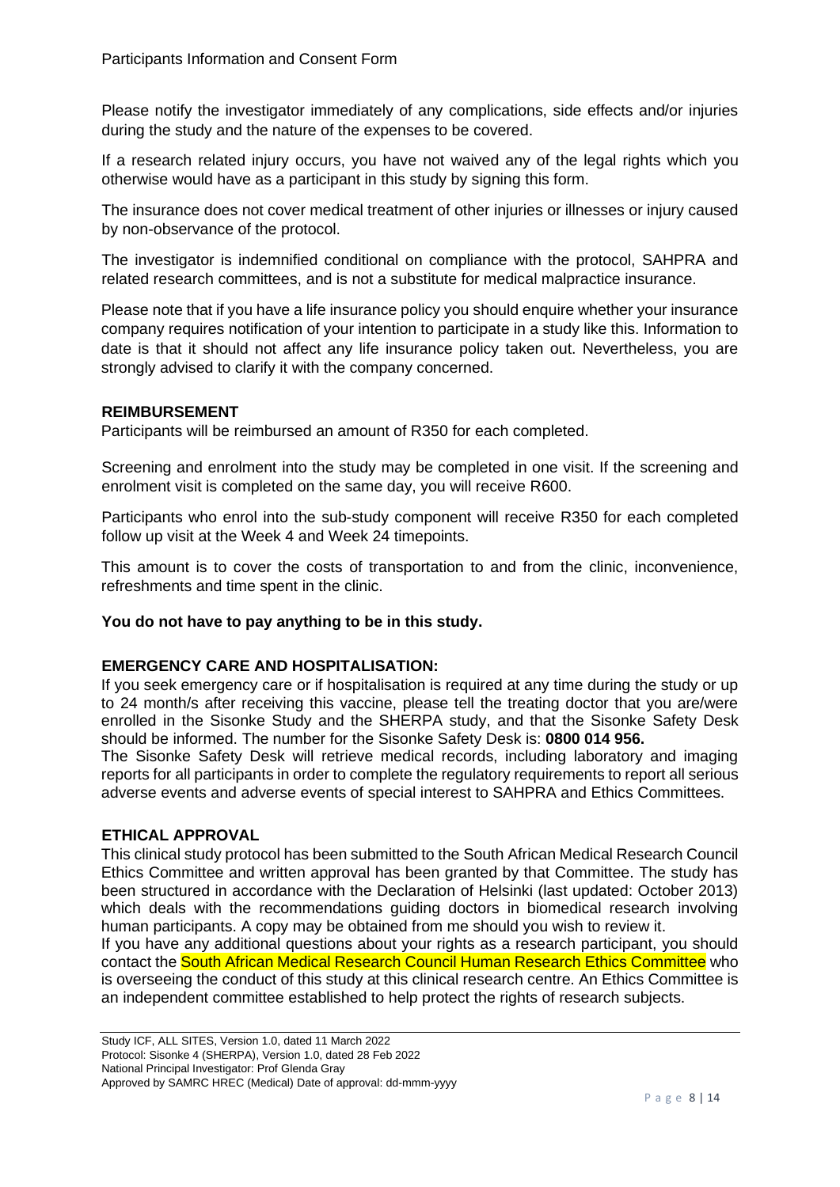Please notify the investigator immediately of any complications, side effects and/or injuries during the study and the nature of the expenses to be covered.

If a research related injury occurs, you have not waived any of the legal rights which you otherwise would have as a participant in this study by signing this form.

The insurance does not cover medical treatment of other injuries or illnesses or injury caused by non-observance of the protocol.

The investigator is indemnified conditional on compliance with the protocol, SAHPRA and related research committees, and is not a substitute for medical malpractice insurance.

Please note that if you have a life insurance policy you should enquire whether your insurance company requires notification of your intention to participate in a study like this. Information to date is that it should not affect any life insurance policy taken out. Nevertheless, you are strongly advised to clarify it with the company concerned.

**REIMBURSEMENT**

Participants will be reimbursed an amount of R350 for each completed.

Screening and enrolment into the study may be completed in one visit. If the screening and enrolment visit is completed on the same day, you will receive R600.

Participants who enrol into the sub-study component will receive R350 for each completed follow up visit at the Week 4 and Week 24 timepoints.

This amount is to cover the costs of transportation to and from the clinic, inconvenience, refreshments and time spent in the clinic.

**You do not have to pay anything to be in this study.**

**EMERGENCY CARE AND HOSPITALISATION:**

If you seek emergency care or if hospitalisation is required at any time during the study or up to 24 month/s after receiving this vaccine, please tell the treating doctor that you are/were enrolled in the Sisonke Study and the SHERPA study, and that the Sisonke Safety Desk should be informed. The number for the Sisonke Safety Desk is: **0800 014 956.**

The Sisonke Safety Desk will retrieve medical records, including laboratory and imaging reports for all participants in order to complete the regulatory requirements to report all serious adverse events and adverse events of special interest to SAHPRA and Ethics Committees.

**ETHICAL APPROVAL**

This clinical study protocol has been submitted to the South African Medical Research Council Ethics Committee and written approval has been granted by that Committee. The study has been structured in accordance with the Declaration of Helsinki (last updated: October 2013) which deals with the recommendations guiding doctors in biomedical research involving human participants. A copy may be obtained from me should you wish to review it.

If you have any additional questions about your rights as a research participant, you should contact the South African Medical Research Council Human Research Ethics Committee who is overseeing the conduct of this study at this clinical research centre. An Ethics Committee is an independent committee established to help protect the rights of research subjects.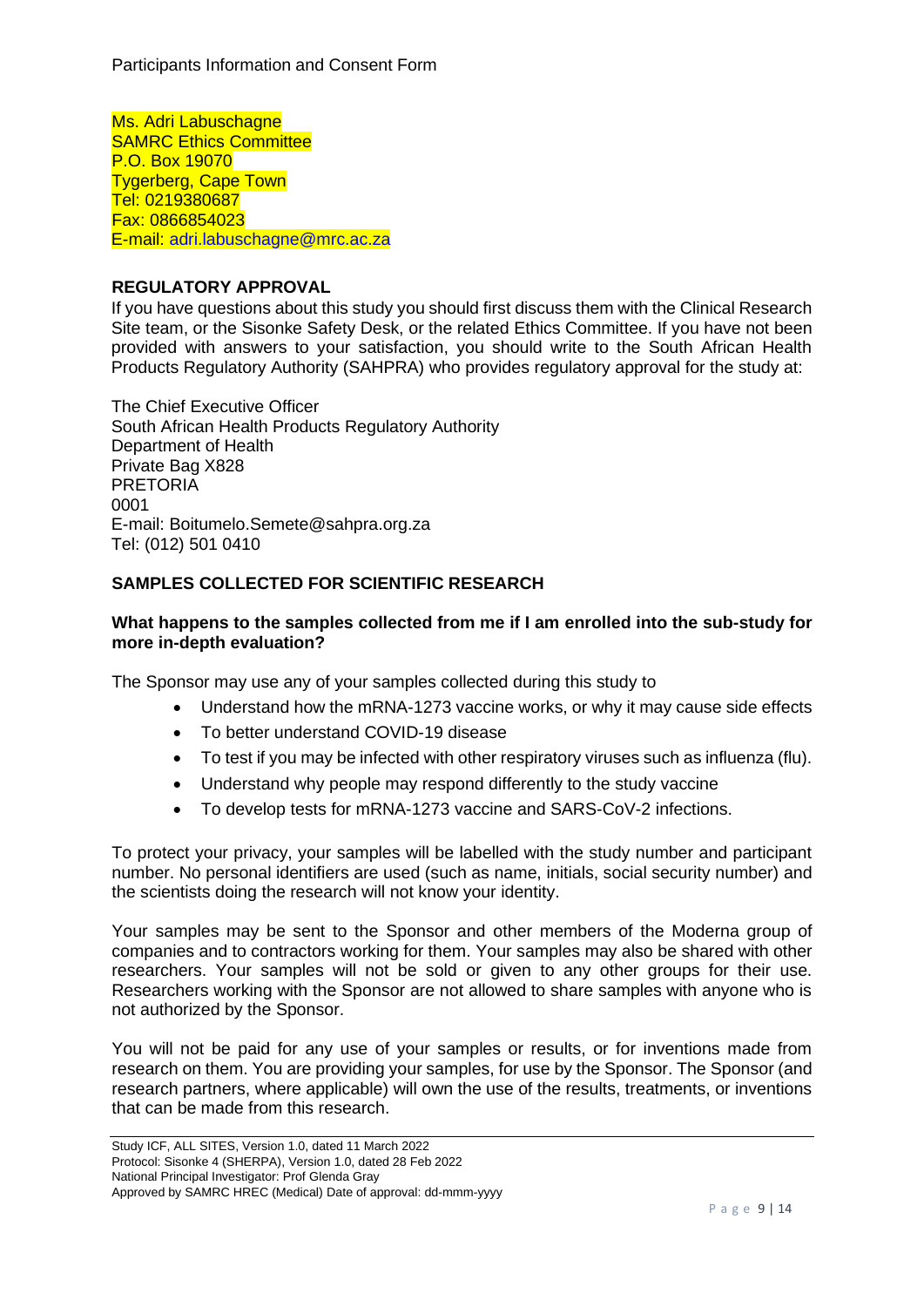Ms. Adri Labuschagne
SAMRC Ethics Committee
P.O. Box 19070
Tygerberg, Cape Town
Tel: 0219380687
Fax: 0866854023
E-mail: adri.labuschagne@mrc.ac.za

## REGULATORY APPROVAL

If you have questions about this study you should first discuss them with the Clinical Research Site team, or the Sisonke Safety Desk, or the related Ethics Committee. If you have not been provided with answers to your satisfaction, you should write to the South African Health Products Regulatory Authority (SAHPRA) who provides regulatory approval for the study at:

The Chief Executive Officer
South African Health Products Regulatory Authority
Department of Health
Private Bag X828
PRETORIA
0001
E-mail: Boitumelo.Semete@sahpra.org.za
Tel: (012) 501 0410

## SAMPLES COLLECTED FOR SCIENTIFIC RESEARCH

### What happens to the samples collected from me if I am enrolled into the sub-study for more in-depth evaluation?

The Sponsor may use any of your samples collected during this study to

- Understand how the mRNA-1273 vaccine works, or why it may cause side effects
- To better understand COVID-19 disease
- To test if you may be infected with other respiratory viruses such as influenza (flu).
- Understand why people may respond differently to the study vaccine
- To develop tests for mRNA-1273 vaccine and SARS-CoV-2 infections.

To protect your privacy, your samples will be labelled with the study number and participant number. No personal identifiers are used (such as name, initials, social security number) and the scientists doing the research will not know your identity.

Your samples may be sent to the Sponsor and other members of the Moderna group of companies and to contractors working for them. Your samples may also be shared with other researchers. Your samples will not be sold or given to any other groups for their use. Researchers working with the Sponsor are not allowed to share samples with anyone who is not authorized by the Sponsor.

You will not be paid for any use of your samples or results, or for inventions made from research on them. You are providing your samples, for use by the Sponsor. The Sponsor (and research partners, where applicable) will own the use of the results, treatments, or inventions that can be made from this research.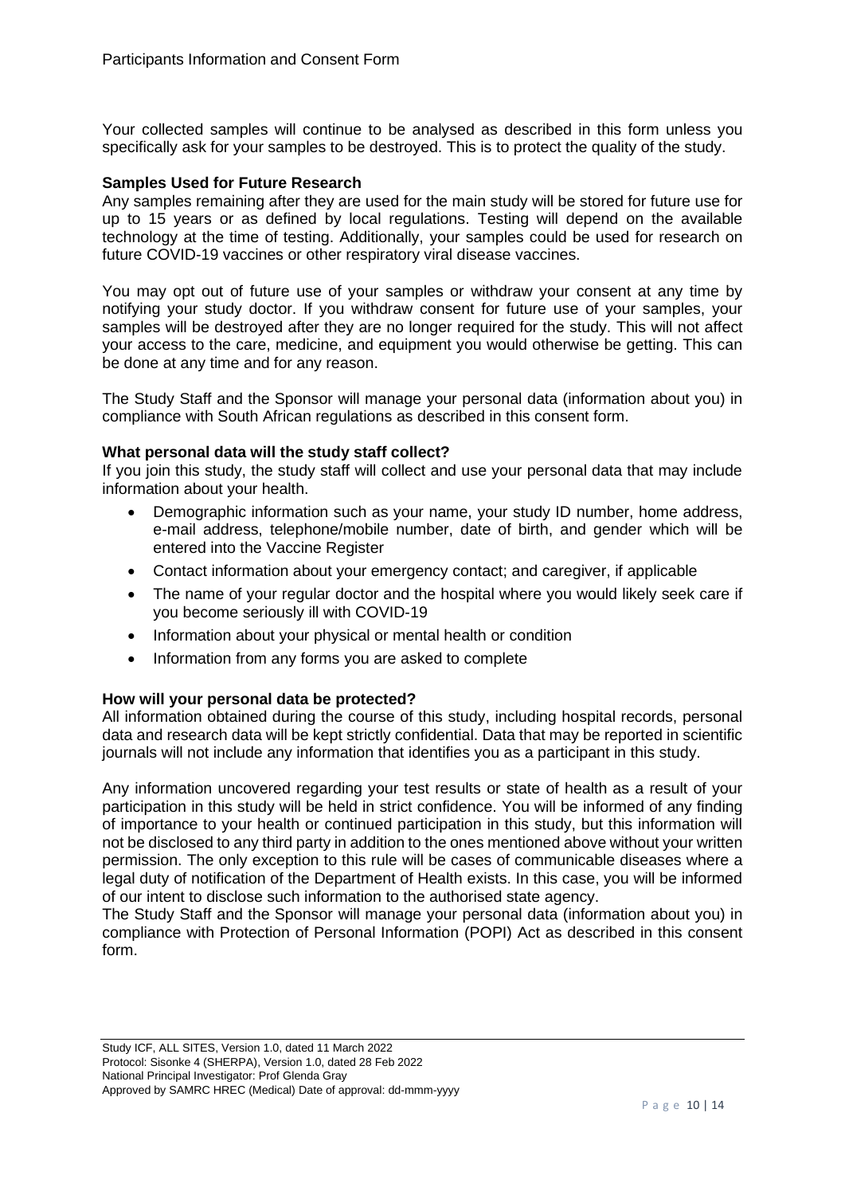Your collected samples will continue to be analysed as described in this form unless you specifically ask for your samples to be destroyed. This is to protect the quality of the study.

**Samples Used for Future Research**

Any samples remaining after they are used for the main study will be stored for future use for up to 15 years or as defined by local regulations. Testing will depend on the available technology at the time of testing. Additionally, your samples could be used for research on future COVID-19 vaccines or other respiratory viral disease vaccines.

You may opt out of future use of your samples or withdraw your consent at any time by notifying your study doctor. If you withdraw consent for future use of your samples, your samples will be destroyed after they are no longer required for the study. This will not affect your access to the care, medicine, and equipment you would otherwise be getting. This can be done at any time and for any reason.

The Study Staff and the Sponsor will manage your personal data (information about you) in compliance with South African regulations as described in this consent form.

**What personal data will the study staff collect?**

If you join this study, the study staff will collect and use your personal data that may include information about your health.

- Demographic information such as your name, your study ID number, home address, e-mail address, telephone/mobile number, date of birth, and gender which will be entered into the Vaccine Register
- Contact information about your emergency contact; and caregiver, if applicable
- The name of your regular doctor and the hospital where you would likely seek care if you become seriously ill with COVID-19
- Information about your physical or mental health or condition
- Information from any forms you are asked to complete

**How will your personal data be protected?**

All information obtained during the course of this study, including hospital records, personal data and research data will be kept strictly confidential. Data that may be reported in scientific journals will not include any information that identifies you as a participant in this study.

Any information uncovered regarding your test results or state of health as a result of your participation in this study will be held in strict confidence. You will be informed of any finding of importance to your health or continued participation in this study, but this information will not be disclosed to any third party in addition to the ones mentioned above without your written permission. The only exception to this rule will be cases of communicable diseases where a legal duty of notification of the Department of Health exists. In this case, you will be informed of our intent to disclose such information to the authorised state agency.

The Study Staff and the Sponsor will manage your personal data (information about you) in compliance with Protection of Personal Information (POPI) Act as described in this consent form.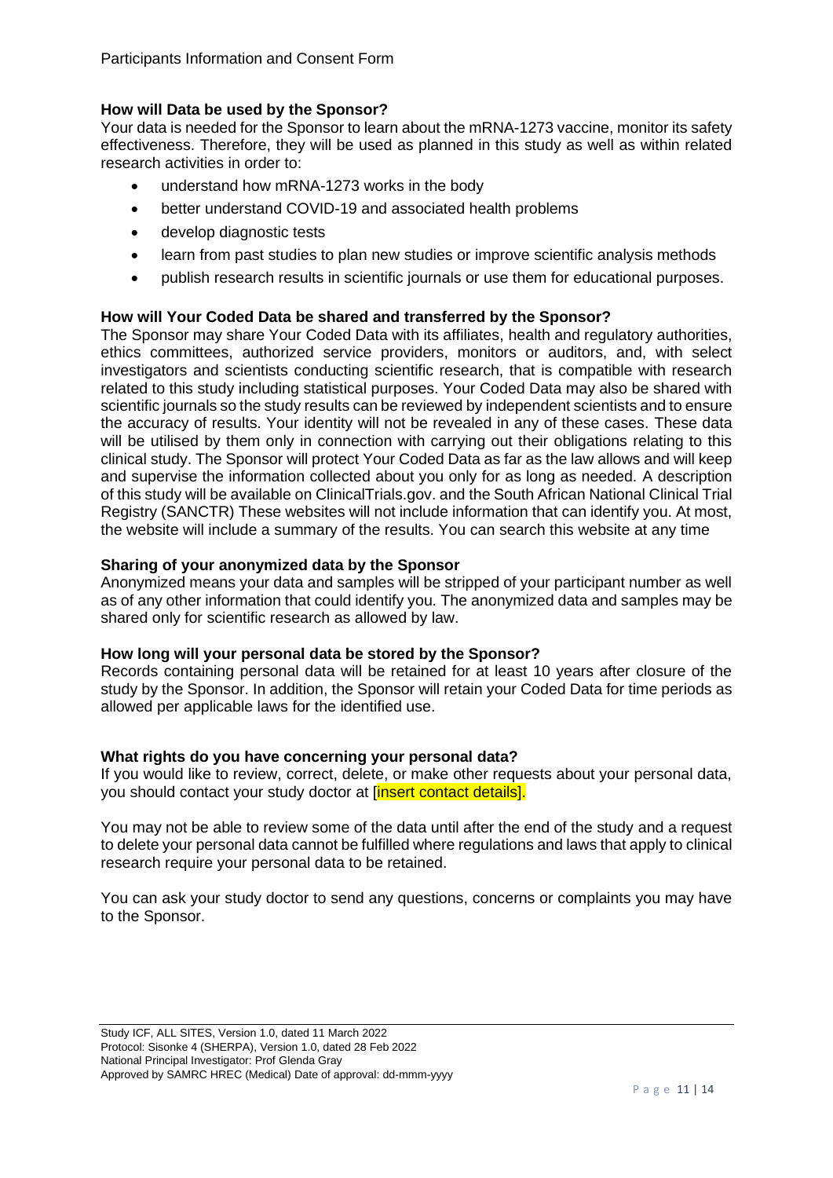**How will Data be used by the Sponsor?**

Your data is needed for the Sponsor to learn about the mRNA-1273 vaccine, monitor its safety effectiveness. Therefore, they will be used as planned in this study as well as within related research activities in order to:

- understand how mRNA-1273 works in the body
- better understand COVID-19 and associated health problems
- develop diagnostic tests
- learn from past studies to plan new studies or improve scientific analysis methods
- publish research results in scientific journals or use them for educational purposes.

**How will Your Coded Data be shared and transferred by the Sponsor?**

The Sponsor may share Your Coded Data with its affiliates, health and regulatory authorities, ethics committees, authorized service providers, monitors or auditors, and, with select investigators and scientists conducting scientific research, that is compatible with research related to this study including statistical purposes. Your Coded Data may also be shared with scientific journals so the study results can be reviewed by independent scientists and to ensure the accuracy of results. Your identity will not be revealed in any of these cases. These data will be utilised by them only in connection with carrying out their obligations relating to this clinical study. The Sponsor will protect Your Coded Data as far as the law allows and will keep and supervise the information collected about you only for as long as needed. A description of this study will be available on ClinicalTrials.gov. and the South African National Clinical Trial Registry (SANCTR) These websites will not include information that can identify you. At most, the website will include a summary of the results. You can search this website at any time

**Sharing of your anonymized data by the Sponsor**

Anonymized means your data and samples will be stripped of your participant number as well as of any other information that could identify you. The anonymized data and samples may be shared only for scientific research as allowed by law.

**How long will your personal data be stored by the Sponsor?**

Records containing personal data will be retained for at least 10 years after closure of the study by the Sponsor. In addition, the Sponsor will retain your Coded Data for time periods as allowed per applicable laws for the identified use.

**What rights do you have concerning your personal data?**

If you would like to review, correct, delete, or make other requests about your personal data, you should contact your study doctor at [insert contact details].

You may not be able to review some of the data until after the end of the study and a request to delete your personal data cannot be fulfilled where regulations and laws that apply to clinical research require your personal data to be retained.

You can ask your study doctor to send any questions, concerns or complaints you may have to the Sponsor.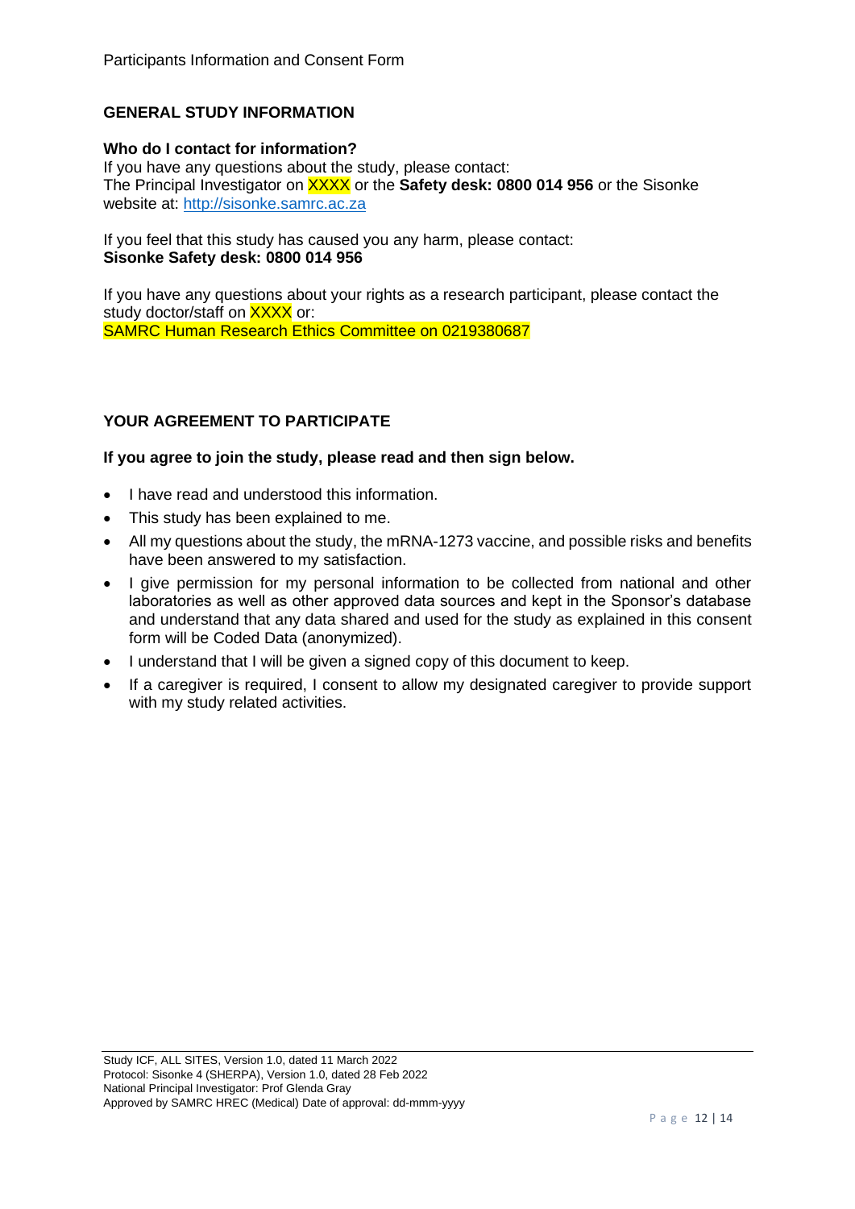## GENERAL STUDY INFORMATION

**Who do I contact for information?**

If you have any questions about the study, please contact:
The Principal Investigator on XXXX or the **Safety desk: 0800 014 956** or the Sisonke website at: [http://sisonke.samrc.ac.za](http://sisonke.samrc.ac.za)

If you feel that this study has caused you any harm, please contact:
**Sisonke Safety desk: 0800 014 956**

If you have any questions about your rights as a research participant, please contact the study doctor/staff on XXXX or:
SAMRC Human Research Ethics Committee on 0219380687

## YOUR AGREEMENT TO PARTICIPATE

**If you agree to join the study, please read and then sign below.**

- I have read and understood this information.
- This study has been explained to me.
- All my questions about the study, the mRNA-1273 vaccine, and possible risks and benefits have been answered to my satisfaction.
- I give permission for my personal information to be collected from national and other laboratories as well as other approved data sources and kept in the Sponsor's database and understand that any data shared and used for the study as explained in this consent form will be Coded Data (anonymized).
- I understand that I will be given a signed copy of this document to keep.
- If a caregiver is required, I consent to allow my designated caregiver to provide support with my study related activities.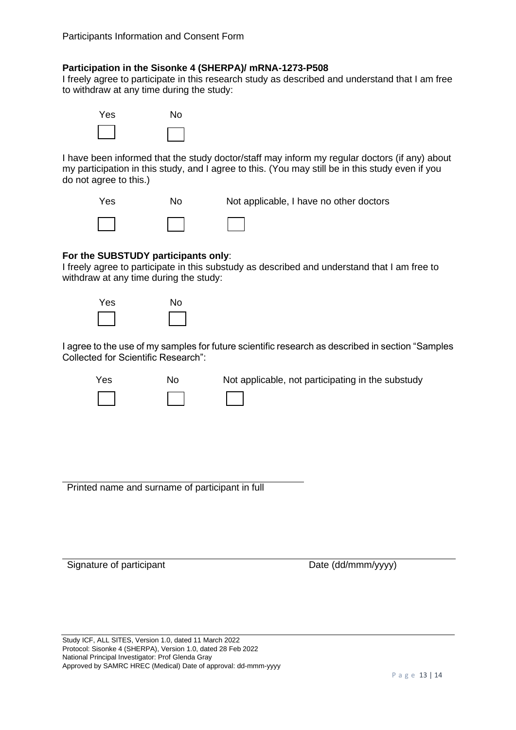**Participation in the Sisonke 4 (SHERPA)/ mRNA-1273-P508**

I freely agree to participate in this research study as described and understand that I am free to withdraw at any time during the study:

| Yes | No |
|---|---|
| ☐ | ☐ |

I have been informed that the study doctor/staff may inform my regular doctors (if any) about my participation in this study, and I agree to this. (You may still be in this study even if you do not agree to this.)

| Yes | No | Not applicable, I have no other doctors |
|---|---|---|
| ☐ | ☐ | ☐ |

**For the SUBSTUDY participants only**:

I freely agree to participate in this substudy as described and understand that I am free to withdraw at any time during the study:

| Yes | No |
|---|---|
| ☐ | ☐ |

I agree to the use of my samples for future scientific research as described in section "Samples Collected for Scientific Research":

| Yes | No | Not applicable, not participating in the substudy |
|---|---|---|
| ☐ | ☐ | ☐ |

\_\_\_\_\_\_\_\_\_\_\_\_\_\_\_\_\_\_\_\_\_\_\_\_\_\_\_\_\_\_\_\_\_\_\_\_\_\_\_\_

Printed name and surname of participant in full

\_\_\_\_\_\_\_\_\_\_\_\_\_\_\_\_\_\_\_\_\_\_\_\_\_\_\_\_\_\_\_\_\_\_\_\_\_\_\_\_\_\_\_\_\_\_\_\_\_\_\_\_\_\_\_\_\_\_\_\_\_\_\_\_

Signature of participant Date (dd/mmm/yyyy)

Study ICF, ALL SITES, Version 1.0, dated 11 March 2022
Protocol: Sisonke 4 (SHERPA), Version 1.0, dated 28 Feb 2022
National Principal Investigator: Prof Glenda Gray
Approved by SAMRC HREC (Medical) Date of approval: dd-mmm-yyyy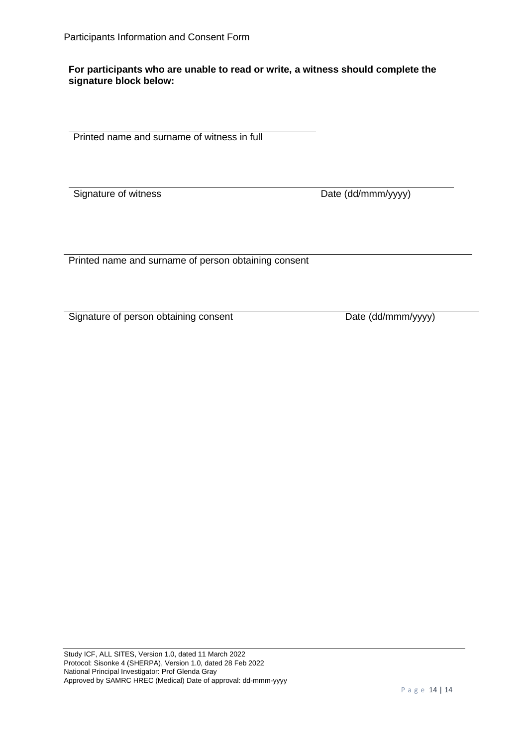**For participants who are unable to read or write, a witness should complete the signature block below:**

\_\_\_\_\_\_\_\_\_\_\_\_\_\_\_\_\_\_\_\_\_\_\_\_\_\_\_\_\_\_\_\_\_\_\_\_\_\_\_\_

Printed name and surname of witness in full

\_\_\_\_\_\_\_\_\_\_\_\_\_\_\_\_\_\_\_\_\_\_\_\_\_\_\_\_\_\_\_\_\_\_\_\_\_\_\_\_\_\_\_\_\_\_\_\_\_\_\_\_\_\_\_\_\_\_\_\_

Signature of witness Date (dd/mmm/yyyy)

\_\_\_\_\_\_\_\_\_\_\_\_\_\_\_\_\_\_\_\_\_\_\_\_\_\_\_\_\_\_\_\_\_\_\_\_\_\_\_\_\_\_\_\_\_\_\_\_\_\_\_\_\_\_\_\_\_\_\_\_

Printed name and surname of person obtaining consent

\_\_\_\_\_\_\_\_\_\_\_\_\_\_\_\_\_\_\_\_\_\_\_\_\_\_\_\_\_\_\_\_\_\_\_\_\_\_\_\_\_\_\_\_\_\_\_\_\_\_\_\_\_\_\_\_\_\_\_\_

Signature of person obtaining consent Date (dd/mmm/yyyy)

Study ICF, ALL SITES, Version 1.0, dated 11 March 2022
Protocol: Sisonke 4 (SHERPA), Version 1.0, dated 28 Feb 2022
National Principal Investigator: Prof Glenda Gray
Approved by SAMRC HREC (Medical) Date of approval: dd-mmm-yyyy